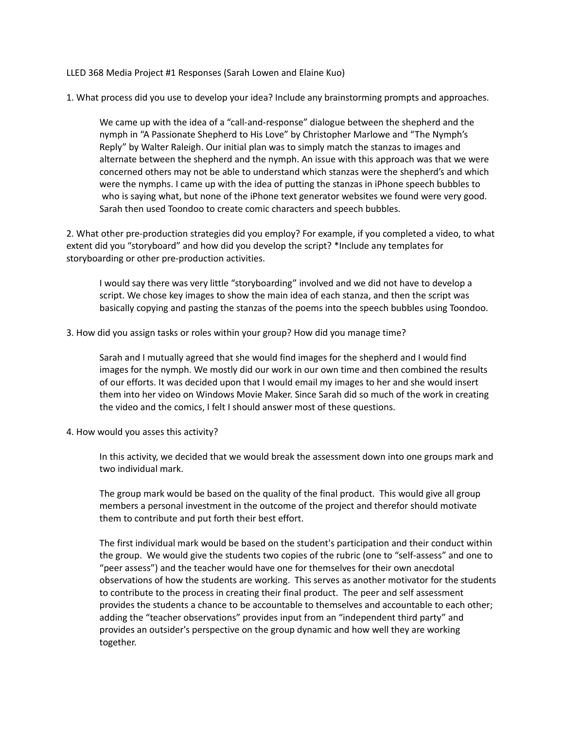LLED 368 Media Project #1 Responses (Sarah Lowen and Elaine Kuo)

1. What process did you use to develop your idea? Include any brainstorming prompts and approaches.

   We came up with the idea of a "call-and-response" dialogue between the shepherd and the nymph in "A Passionate Shepherd to His Love" by Christopher Marlowe and "The Nymph's Reply" by Walter Raleigh. Our initial plan was to simply match the stanzas to images and alternate between the shepherd and the nymph. An issue with this approach was that we were concerned others may not be able to understand which stanzas were the shepherd's and which were the nymphs. I came up with the idea of putting the stanzas in iPhone speech bubbles to who is saying what, but none of the iPhone text generator websites we found were very good. Sarah then used Toondoo to create comic characters and speech bubbles.

2. What other pre-production strategies did you employ? For example, if you completed a video, to what extent did you "storyboard" and how did you develop the script? *Include any templates for storyboarding or other pre-production activities.

   I would say there was very little "storyboarding" involved and we did not have to develop a script. We chose key images to show the main idea of each stanza, and then the script was basically copying and pasting the stanzas of the poems into the speech bubbles using Toondoo.

3. How did you assign tasks or roles within your group? How did you manage time?

   Sarah and I mutually agreed that she would find images for the shepherd and I would find images for the nymph. We mostly did our work in our own time and then combined the results of our efforts. It was decided upon that I would email my images to her and she would insert them into her video on Windows Movie Maker. Since Sarah did so much of the work in creating the video and the comics, I felt I should answer most of these questions.

4. How would you asses this activity?

   In this activity, we decided that we would break the assessment down into one groups mark and two individual mark.

   The group mark would be based on the quality of the final product. This would give all group members a personal investment in the outcome of the project and therefor should motivate them to contribute and put forth their best effort.

   The first individual mark would be based on the student's participation and their conduct within the group. We would give the students two copies of the rubric (one to "self-assess" and one to "peer assess") and the teacher would have one for themselves for their own anecdotal observations of how the students are working. This serves as another motivator for the students to contribute to the process in creating their final product. The peer and self assessment provides the students a chance to be accountable to themselves and accountable to each other; adding the "teacher observations" provides input from an "independent third party" and provides an outsider's perspective on the group dynamic and how well they are working together.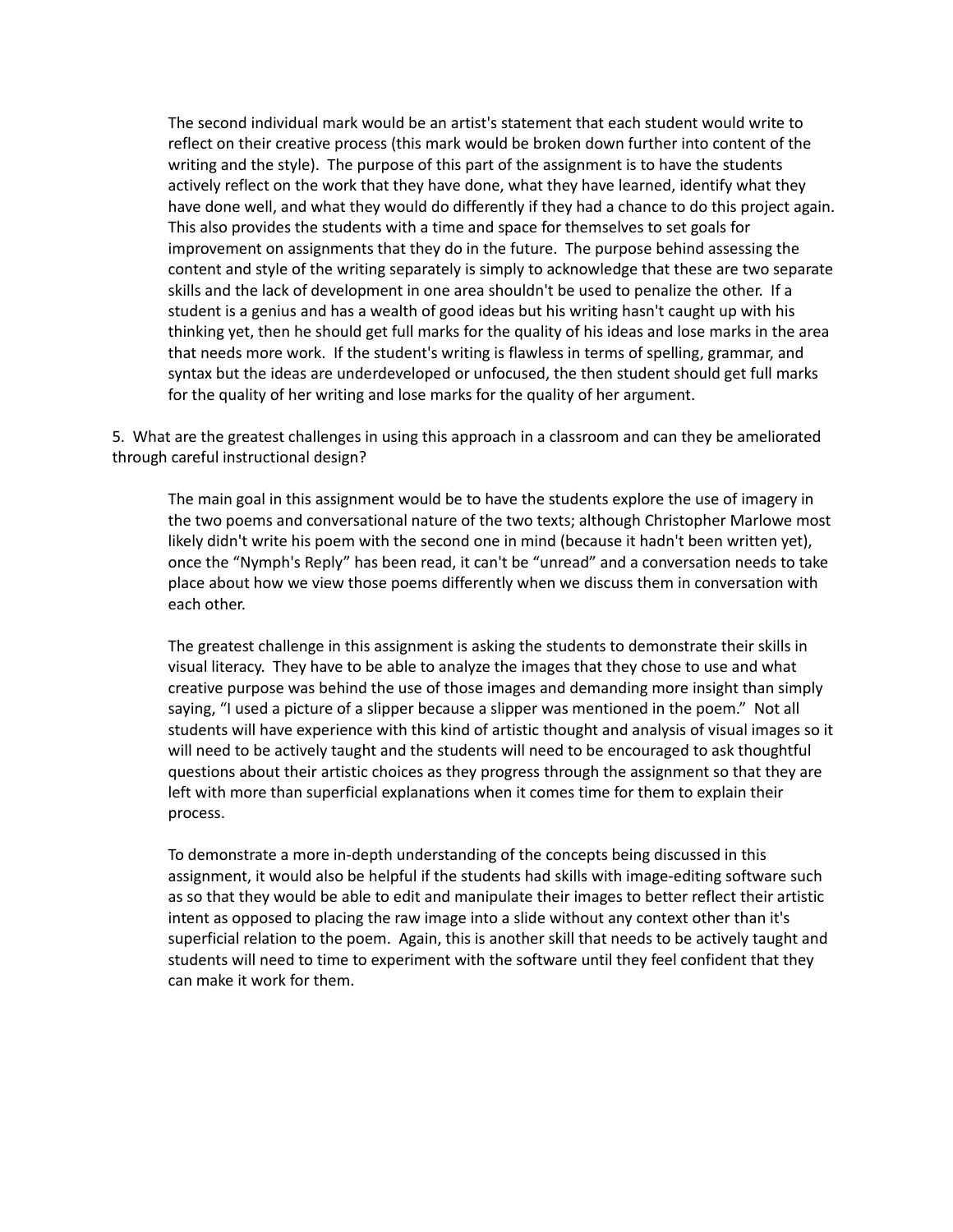The second individual mark would be an artist's statement that each student would write to reflect on their creative process (this mark would be broken down further into content of the writing and the style). The purpose of this part of the assignment is to have the students actively reflect on the work that they have done, what they have learned, identify what they have done well, and what they would do differently if they had a chance to do this project again. This also provides the students with a time and space for themselves to set goals for improvement on assignments that they do in the future. The purpose behind assessing the content and style of the writing separately is simply to acknowledge that these are two separate skills and the lack of development in one area shouldn't be used to penalize the other. If a student is a genius and has a wealth of good ideas but his writing hasn't caught up with his thinking yet, then he should get full marks for the quality of his ideas and lose marks in the area that needs more work. If the student's writing is flawless in terms of spelling, grammar, and syntax but the ideas are underdeveloped or unfocused, the then student should get full marks for the quality of her writing and lose marks for the quality of her argument.

5. What are the greatest challenges in using this approach in a classroom and can they be ameliorated through careful instructional design?

The main goal in this assignment would be to have the students explore the use of imagery in the two poems and conversational nature of the two texts; although Christopher Marlowe most likely didn't write his poem with the second one in mind (because it hadn't been written yet), once the "Nymph's Reply" has been read, it can't be "unread" and a conversation needs to take place about how we view those poems differently when we discuss them in conversation with each other.

The greatest challenge in this assignment is asking the students to demonstrate their skills in visual literacy. They have to be able to analyze the images that they chose to use and what creative purpose was behind the use of those images and demanding more insight than simply saying, "I used a picture of a slipper because a slipper was mentioned in the poem." Not all students will have experience with this kind of artistic thought and analysis of visual images so it will need to be actively taught and the students will need to be encouraged to ask thoughtful questions about their artistic choices as they progress through the assignment so that they are left with more than superficial explanations when it comes time for them to explain their process.

To demonstrate a more in-depth understanding of the concepts being discussed in this assignment, it would also be helpful if the students had skills with image-editing software such as so that they would be able to edit and manipulate their images to better reflect their artistic intent as opposed to placing the raw image into a slide without any context other than it's superficial relation to the poem. Again, this is another skill that needs to be actively taught and students will need to time to experiment with the software until they feel confident that they can make it work for them.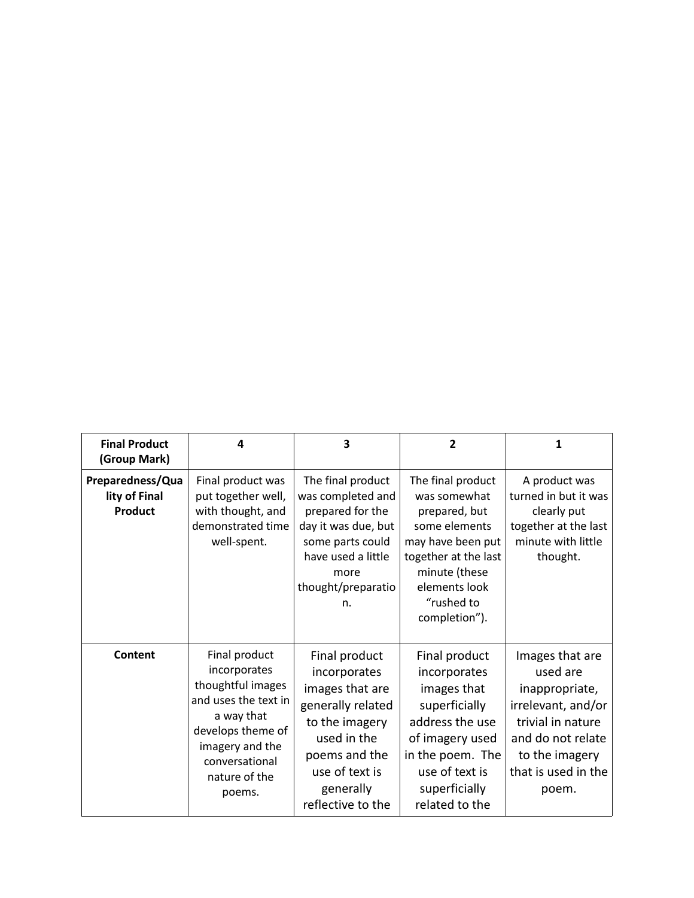| Final Product (Group Mark) | 4 | 3 | 2 | 1 |
|---|---|---|---|---|
| **Preparedness/Quality of Final Product** | Final product was put together well, with thought, and demonstrated time well-spent. | The final product was completed and prepared for the day it was due, but some parts could have used a little more thought/preparation. | The final product was somewhat prepared, but some elements may have been put together at the last minute (these elements look "rushed to completion"). | A product was turned in but it was clearly put together at the last minute with little thought. |
| **Content** | Final product incorporates thoughtful images and uses the text in a way that develops theme of imagery and the conversational nature of the poems. | Final product incorporates images that are generally related to the imagery used in the poems and the use of text is generally reflective to the | Final product incorporates images that superficially address the use of imagery used in the poem. The use of text is superficially related to the | Images that are used are inappropriate, irrelevant, and/or trivial in nature and do not relate to the imagery that is used in the poem. |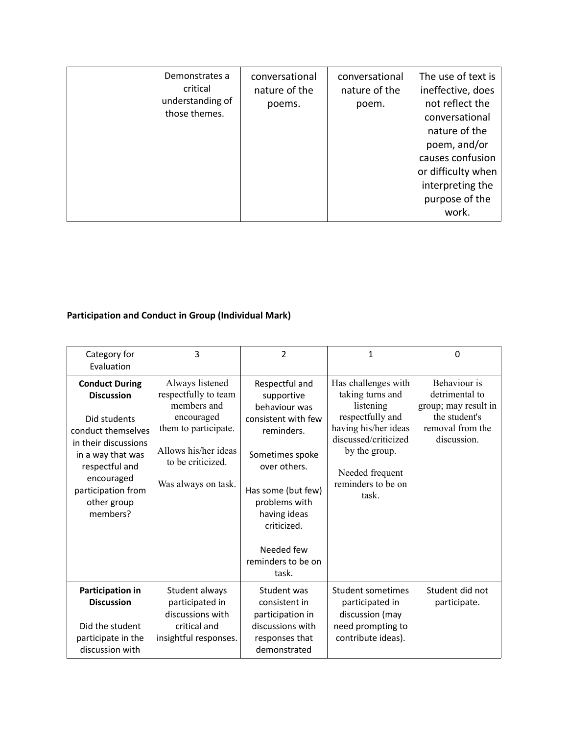|  | Demonstrates a critical understanding of those themes. | conversational nature of the poems. | conversational nature of the poem. | The use of text is ineffective, does not reflect the conversational nature of the poem, and/or causes confusion or difficulty when interpreting the purpose of the work. |
|---|---|---|---|---|

**Participation and Conduct in Group (Individual Mark)**

| Category for Evaluation | 3 | 2 | 1 | 0 |
|---|---|---|---|---|
| **Conduct During Discussion**<br><br>Did students conduct themselves in their discussions in a way that was respectful and encouraged participation from other group members? | Always listened respectfully to team members and encouraged them to participate.<br><br>Allows his/her ideas to be criticized.<br><br>Was always on task. | Respectful and supportive behaviour was consistent with few reminders.<br><br>Sometimes spoke over others.<br><br>Has some (but few) problems with having ideas criticized.<br><br>Needed few reminders to be on task. | Has challenges with taking turns and listening respectfully and having his/her ideas discussed/criticized by the group.<br><br>Needed frequent reminders to be on task. | Behaviour is detrimental to group; may result in the student's removal from the discussion. |
| **Participation in Discussion**<br><br>Did the student participate in the discussion with | Student always participated in discussions with critical and insightful responses. | Student was consistent in participation in discussions with responses that demonstrated | Student sometimes participated in discussion (may need prompting to contribute ideas). | Student did not participate. |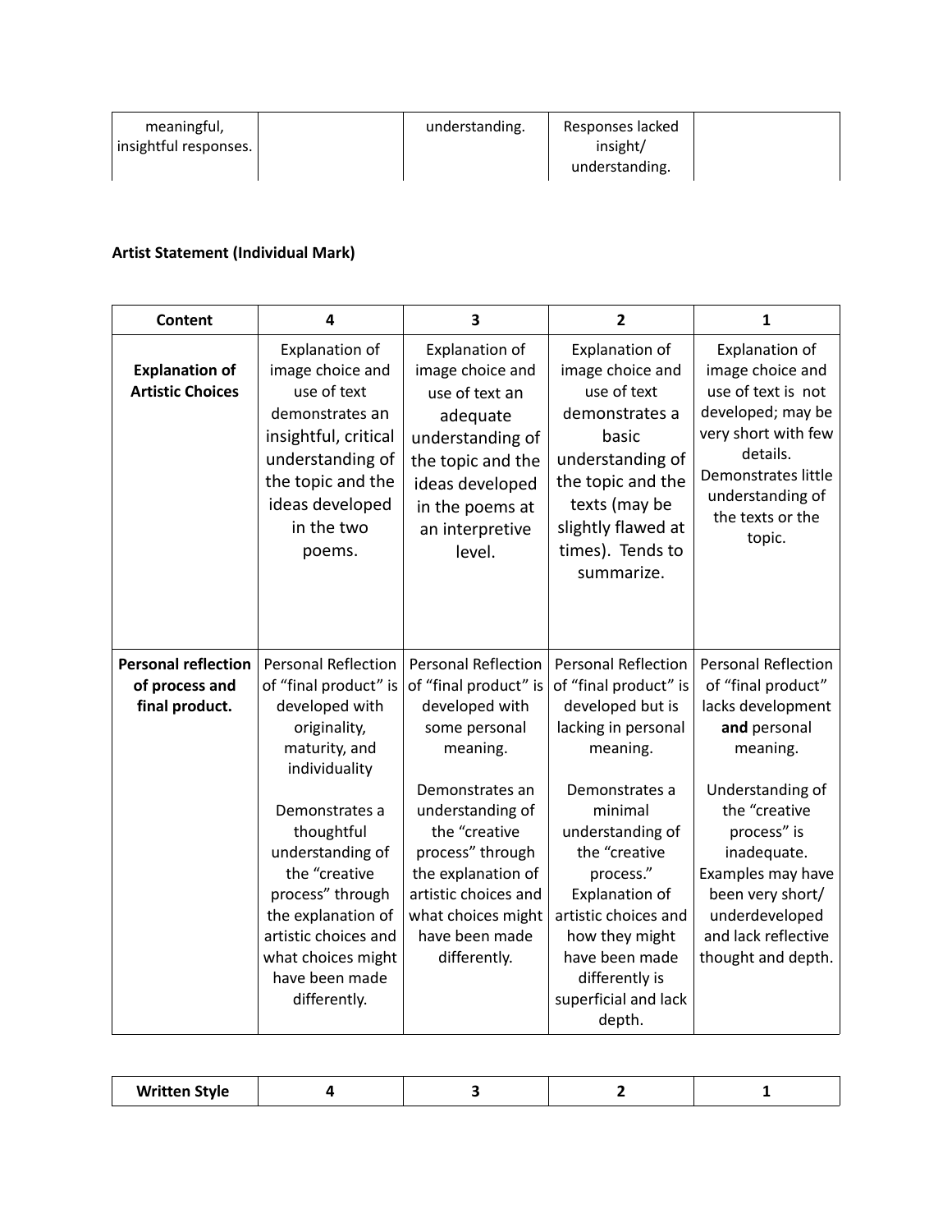| | | | | |
|---|---|---|---|---|
| meaningful, insightful responses. | | understanding. | Responses lacked insight/ understanding. | |

**Artist Statement (Individual Mark)**

| Content | 4 | 3 | 2 | 1 |
|---|---|---|---|---|
| **Explanation of Artistic Choices** | Explanation of image choice and use of text demonstrates an insightful, critical understanding of the topic and the ideas developed in the two poems. | Explanation of image choice and use of text an adequate understanding of the topic and the ideas developed in the poems at an interpretive level. | Explanation of image choice and use of text demonstrates a basic understanding of the topic and the texts (may be slightly flawed at times). Tends to summarize. | Explanation of image choice and use of text is not developed; may be very short with few details. Demonstrates little understanding of the texts or the topic. |
| **Personal reflection of process and final product.** | Personal Reflection of "final product" is developed with originality, maturity, and individuality<br><br>Demonstrates a thoughtful understanding of the "creative process" through the explanation of artistic choices and what choices might have been made differently. | Personal Reflection of "final product" is developed with some personal meaning.<br><br>Demonstrates an understanding of the "creative process" through the explanation of artistic choices and what choices might have been made differently. | Personal Reflection of "final product" is developed but is lacking in personal meaning.<br><br>Demonstrates a minimal understanding of the "creative process." Explanation of artistic choices and how they might have been made differently is superficial and lack depth. | Personal Reflection of "final product" lacks development **and** personal meaning.<br><br>Understanding of the "creative process" is inadequate. Examples may have been very short/ underdeveloped and lack reflective thought and depth. |

| Written Style | 4 | 3 | 2 | 1 |
|---|---|---|---|---|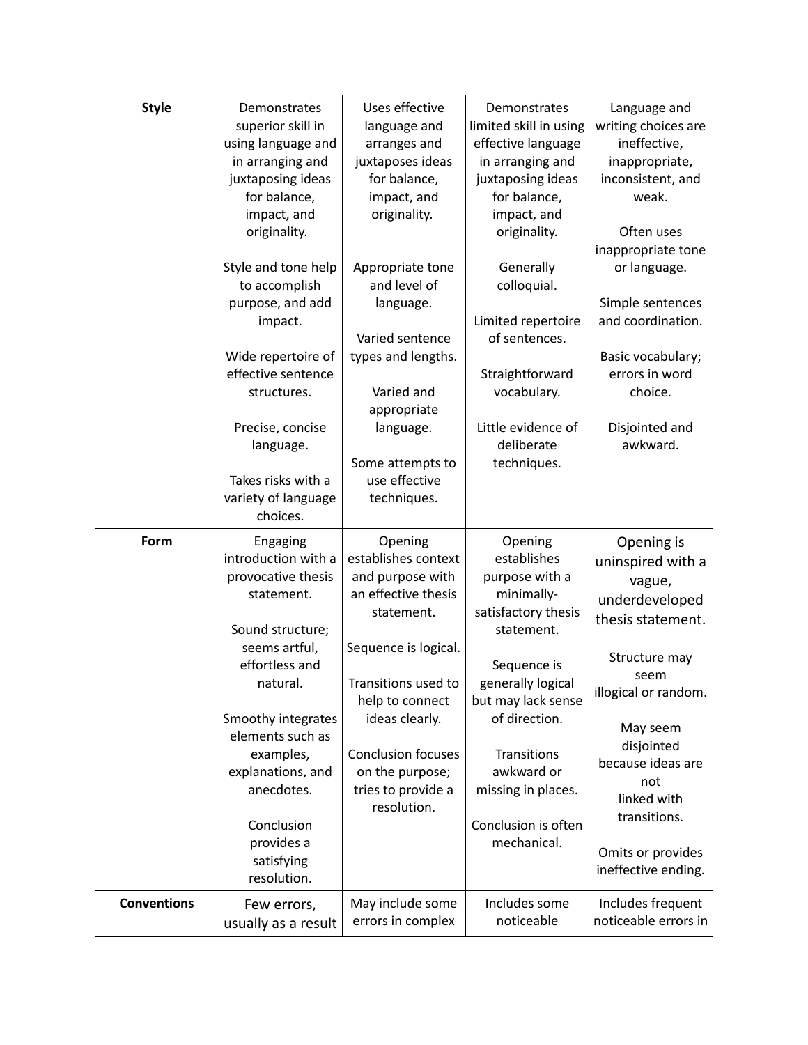| **Style** | Demonstrates superior skill in using language and in arranging and juxtaposing ideas for balance, impact, and originality.<br><br>Style and tone help to accomplish purpose, and add impact.<br><br>Wide repertoire of effective sentence structures.<br><br>Precise, concise language.<br><br>Takes risks with a variety of language choices. | Uses effective language and arranges and juxtaposes ideas for balance, impact, and originality.<br><br>Appropriate tone and level of language.<br><br>Varied sentence types and lengths.<br><br>Varied and appropriate language.<br><br>Some attempts to use effective techniques. | Demonstrates limited skill in using effective language in arranging and juxtaposing ideas for balance, impact, and originality.<br><br>Generally colloquial.<br><br>Limited repertoire of sentences.<br><br>Straightforward vocabulary.<br><br>Little evidence of deliberate techniques. | Language and writing choices are ineffective, inappropriate, inconsistent, and weak.<br><br>Often uses inappropriate tone or language.<br><br>Simple sentences and coordination.<br><br>Basic vocabulary; errors in word choice.<br><br>Disjointed and awkward. |
|---|---|---|---|---|
| **Form** | Engaging introduction with a provocative thesis statement.<br><br>Sound structure; seems artful, effortless and natural.<br><br>Smoothy integrates elements such as examples, explanations, and anecdotes.<br><br>Conclusion provides a satisfying resolution. | Opening establishes context and purpose with an effective thesis statement.<br><br>Sequence is logical.<br><br>Transitions used to help to connect ideas clearly.<br><br>Conclusion focuses on the purpose; tries to provide a resolution. | Opening establishes purpose with a minimally-satisfactory thesis statement.<br><br>Sequence is generally logical but may lack sense of direction.<br><br>Transitions awkward or missing in places.<br><br>Conclusion is often mechanical. | Opening is uninspired with a vague, underdeveloped thesis statement.<br><br>Structure may seem illogical or random.<br><br>May seem disjointed because ideas are not linked with transitions.<br><br>Omits or provides ineffective ending. |
| **Conventions** | Few errors, usually as a result | May include some errors in complex | Includes some noticeable | Includes frequent noticeable errors in |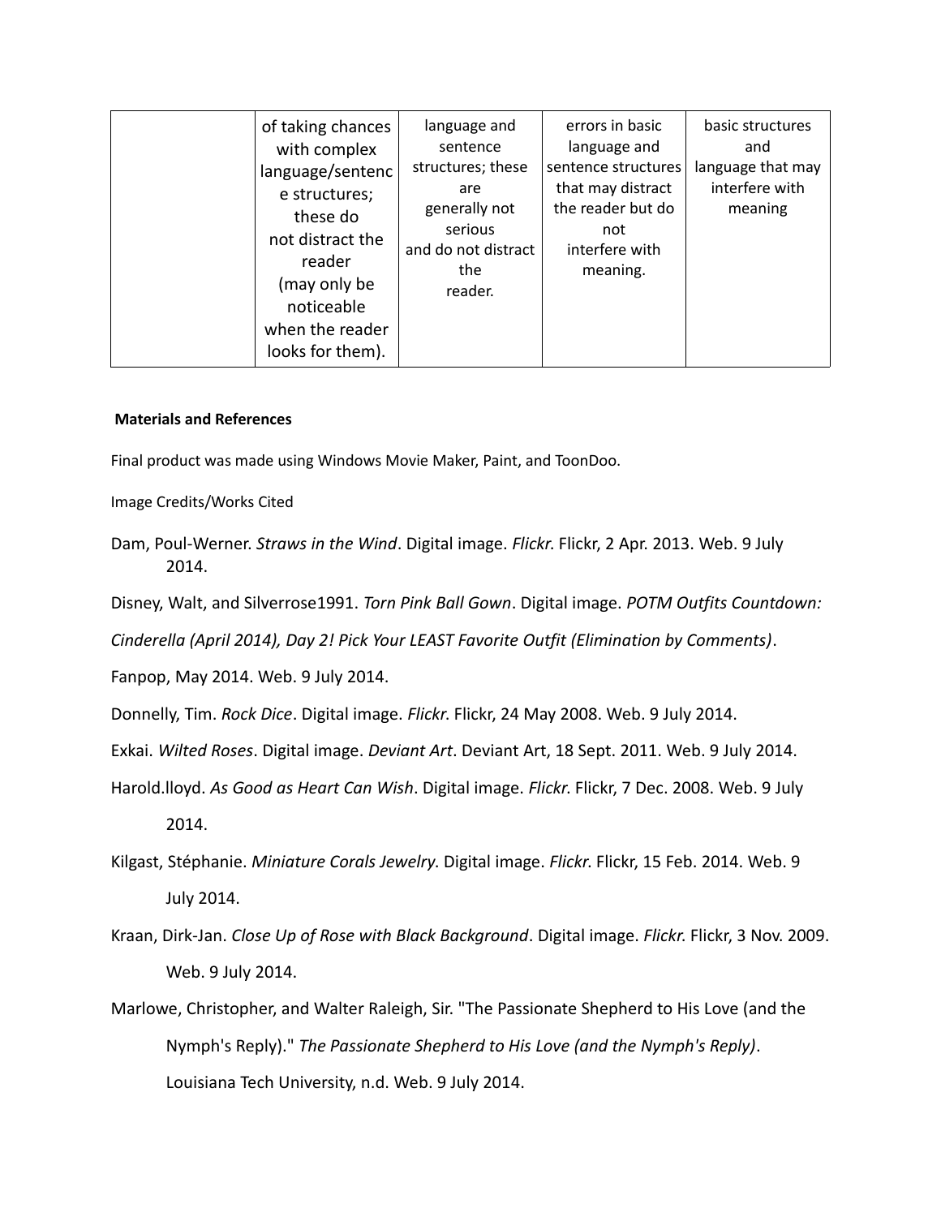| | of taking chances with complex language/sentence structures; these do not distract the reader (may only be noticeable when the reader looks for them). | language and sentence structures; these are generally not serious and do not distract the reader. | errors in basic language and sentence structures that may distract the reader but do not interfere with meaning. | basic structures and language that may interfere with meaning |
|---|---|---|---|---|

**Materials and References**

Final product was made using Windows Movie Maker, Paint, and ToonDoo.

Image Credits/Works Cited

Dam, Poul-Werner. *Straws in the Wind*. Digital image. *Flickr*. Flickr, 2 Apr. 2013. Web. 9 July 2014.

Disney, Walt, and Silverrose1991. *Torn Pink Ball Gown*. Digital image. *POTM Outfits Countdown: Cinderella (April 2014), Day 2! Pick Your LEAST Favorite Outfit (Elimination by Comments)*. Fanpop, May 2014. Web. 9 July 2014.

Donnelly, Tim. *Rock Dice*. Digital image. *Flickr*. Flickr, 24 May 2008. Web. 9 July 2014.

Exkai. *Wilted Roses*. Digital image. *Deviant Art*. Deviant Art, 18 Sept. 2011. Web. 9 July 2014.

Harold.lloyd. *As Good as Heart Can Wish*. Digital image. *Flickr*. Flickr, 7 Dec. 2008. Web. 9 July 2014.

Kilgast, Stéphanie. *Miniature Corals Jewelry*. Digital image. *Flickr*. Flickr, 15 Feb. 2014. Web. 9 July 2014.

Kraan, Dirk-Jan. *Close Up of Rose with Black Background*. Digital image. *Flickr*. Flickr, 3 Nov. 2009. Web. 9 July 2014.

Marlowe, Christopher, and Walter Raleigh, Sir. "The Passionate Shepherd to His Love (and the Nymph's Reply)." *The Passionate Shepherd to His Love (and the Nymph's Reply)*. Louisiana Tech University, n.d. Web. 9 July 2014.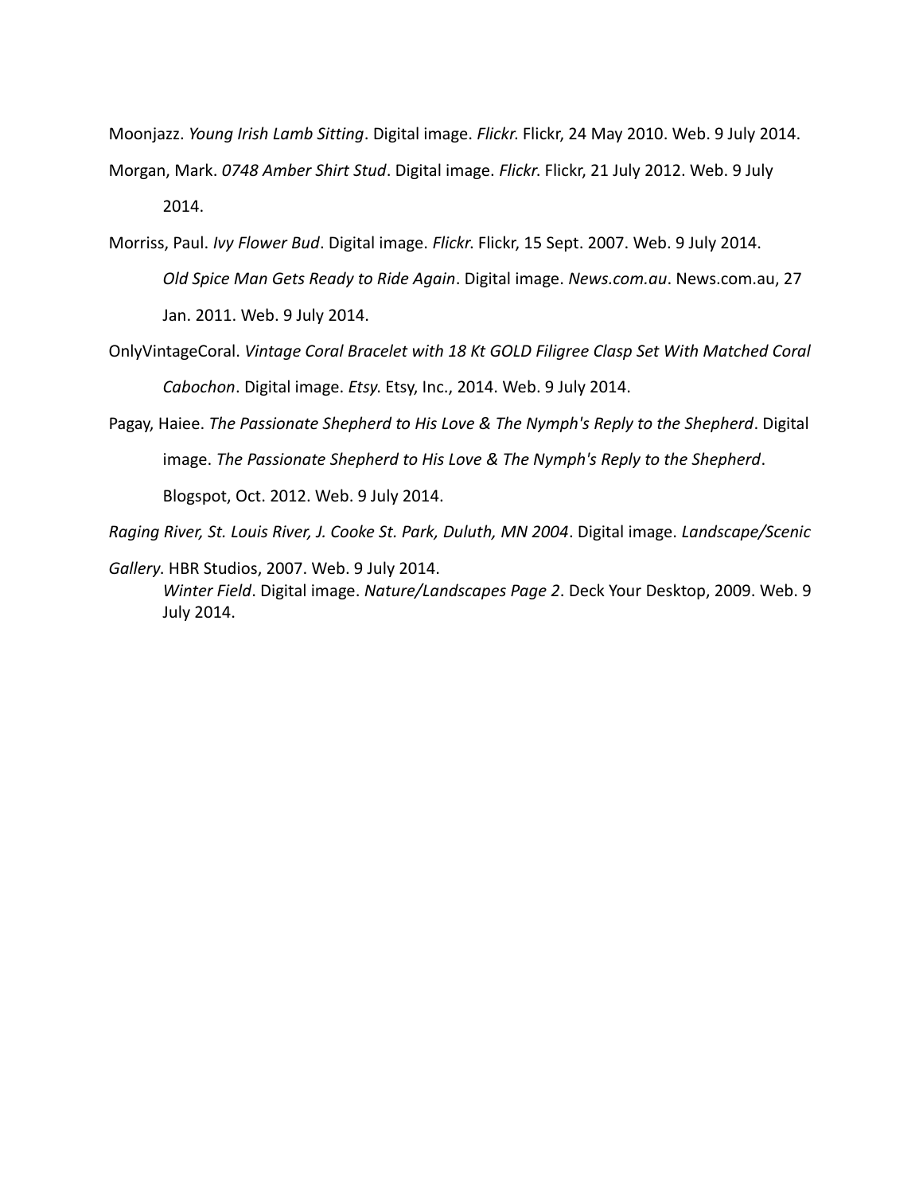Moonjazz. *Young Irish Lamb Sitting*. Digital image. *Flickr.* Flickr, 24 May 2010. Web. 9 July 2014.

Morgan, Mark. *0748 Amber Shirt Stud*. Digital image. *Flickr.* Flickr, 21 July 2012. Web. 9 July 2014.

Morriss, Paul. *Ivy Flower Bud*. Digital image. *Flickr.* Flickr, 15 Sept. 2007. Web. 9 July 2014.

*Old Spice Man Gets Ready to Ride Again*. Digital image. *News.com.au*. News.com.au, 27 Jan. 2011. Web. 9 July 2014.

OnlyVintageCoral. *Vintage Coral Bracelet with 18 Kt GOLD Filigree Clasp Set With Matched Coral Cabochon*. Digital image. *Etsy.* Etsy, Inc., 2014. Web. 9 July 2014.

Pagay, Haiee. *The Passionate Shepherd to His Love & The Nymph's Reply to the Shepherd*. Digital image. *The Passionate Shepherd to His Love & The Nymph's Reply to the Shepherd*. Blogspot, Oct. 2012. Web. 9 July 2014.

*Raging River, St. Louis River, J. Cooke St. Park, Duluth, MN 2004*. Digital image. *Landscape/Scenic Gallery*. HBR Studios, 2007. Web. 9 July 2014.

*Winter Field*. Digital image. *Nature/Landscapes Page 2*. Deck Your Desktop, 2009. Web. 9 July 2014.